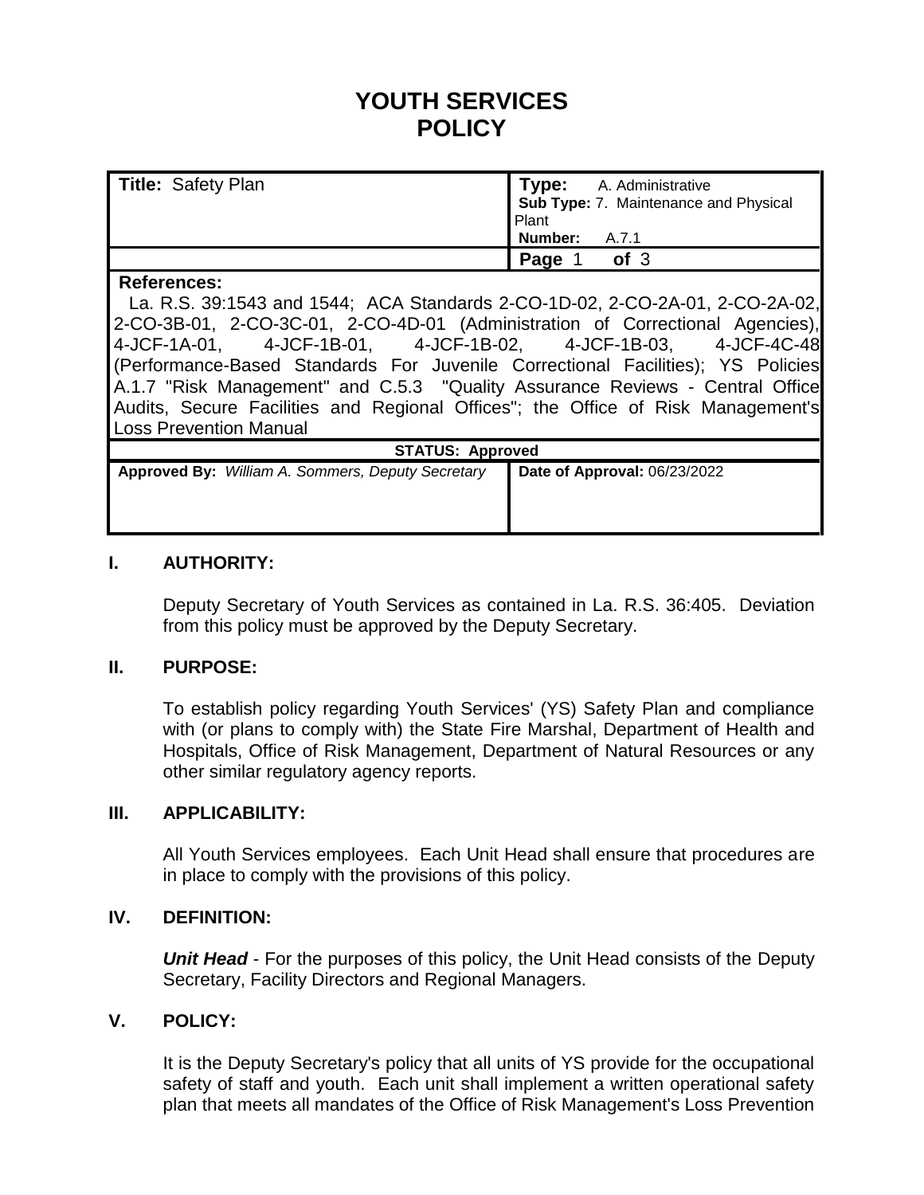# YOUTH SERVICES POLICY

| **Title:** Safety Plan | **Type:** A. Administrative<br>**Sub Type:** 7. Maintenance and Physical Plant<br>**Number:** A.7.1 |
|---|---|

**References:**
La. R.S. 39:1543 and 1544; ACA Standards 2-CO-1D-02, 2-CO-2A-01, 2-CO-2A-02, 2-CO-3B-01, 2-CO-3C-01, 2-CO-4D-01 (Administration of Correctional Agencies), 4-JCF-1A-01, 4-JCF-1B-01, 4-JCF-1B-02, 4-JCF-1B-03, 4-JCF-4C-48 (Performance-Based Standards For Juvenile Correctional Facilities); YS Policies A.1.7 "Risk Management" and C.5.3 "Quality Assurance Reviews - Central Office Audits, Secure Facilities and Regional Offices"; the Office of Risk Management's Loss Prevention Manual

**STATUS: Approved**

| **Approved By:** *William A. Sommers, Deputy Secretary* | **Date of Approval:** 06/23/2022 |
|---|---|

## I. AUTHORITY:

Deputy Secretary of Youth Services as contained in La. R.S. 36:405. Deviation from this policy must be approved by the Deputy Secretary.

## II. PURPOSE:

To establish policy regarding Youth Services' (YS) Safety Plan and compliance with (or plans to comply with) the State Fire Marshal, Department of Health and Hospitals, Office of Risk Management, Department of Natural Resources or any other similar regulatory agency reports.

## III. APPLICABILITY:

All Youth Services employees. Each Unit Head shall ensure that procedures are in place to comply with the provisions of this policy.

## IV. DEFINITION:

***Unit Head*** - For the purposes of this policy, the Unit Head consists of the Deputy Secretary, Facility Directors and Regional Managers.

## V. POLICY:

It is the Deputy Secretary's policy that all units of YS provide for the occupational safety of staff and youth. Each unit shall implement a written operational safety plan that meets all mandates of the Office of Risk Management's Loss Prevention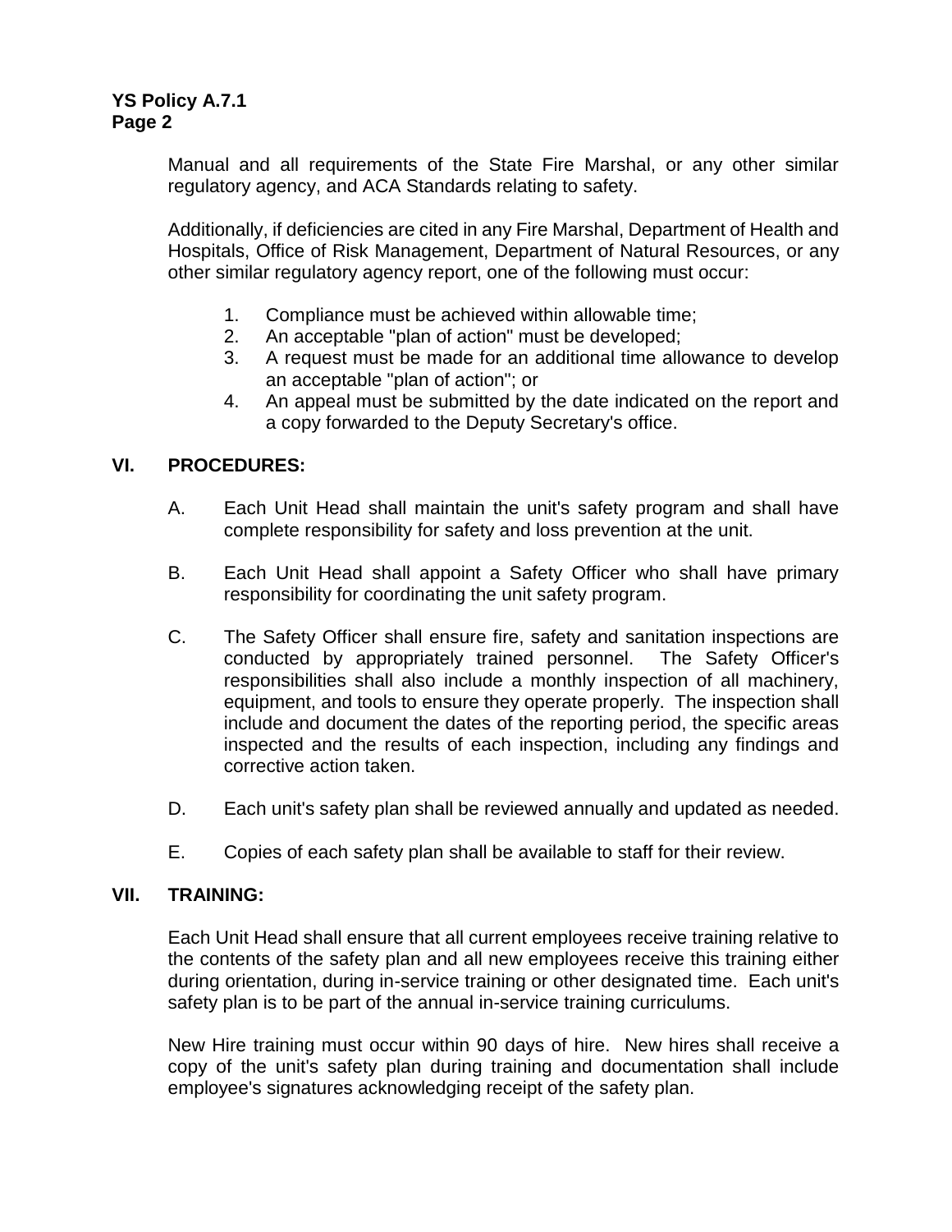Manual and all requirements of the State Fire Marshal, or any other similar regulatory agency, and ACA Standards relating to safety.

Additionally, if deficiencies are cited in any Fire Marshal, Department of Health and Hospitals, Office of Risk Management, Department of Natural Resources, or any other similar regulatory agency report, one of the following must occur:

1. Compliance must be achieved within allowable time;
2. An acceptable "plan of action" must be developed;
3. A request must be made for an additional time allowance to develop an acceptable "plan of action"; or
4. An appeal must be submitted by the date indicated on the report and a copy forwarded to the Deputy Secretary's office.

## VI. PROCEDURES:

A. Each Unit Head shall maintain the unit's safety program and shall have complete responsibility for safety and loss prevention at the unit.

B. Each Unit Head shall appoint a Safety Officer who shall have primary responsibility for coordinating the unit safety program.

C. The Safety Officer shall ensure fire, safety and sanitation inspections are conducted by appropriately trained personnel. The Safety Officer's responsibilities shall also include a monthly inspection of all machinery, equipment, and tools to ensure they operate properly. The inspection shall include and document the dates of the reporting period, the specific areas inspected and the results of each inspection, including any findings and corrective action taken.

D. Each unit's safety plan shall be reviewed annually and updated as needed.

E. Copies of each safety plan shall be available to staff for their review.

## VII. TRAINING:

Each Unit Head shall ensure that all current employees receive training relative to the contents of the safety plan and all new employees receive this training either during orientation, during in-service training or other designated time. Each unit's safety plan is to be part of the annual in-service training curriculums.

New Hire training must occur within 90 days of hire. New hires shall receive a copy of the unit's safety plan during training and documentation shall include employee's signatures acknowledging receipt of the safety plan.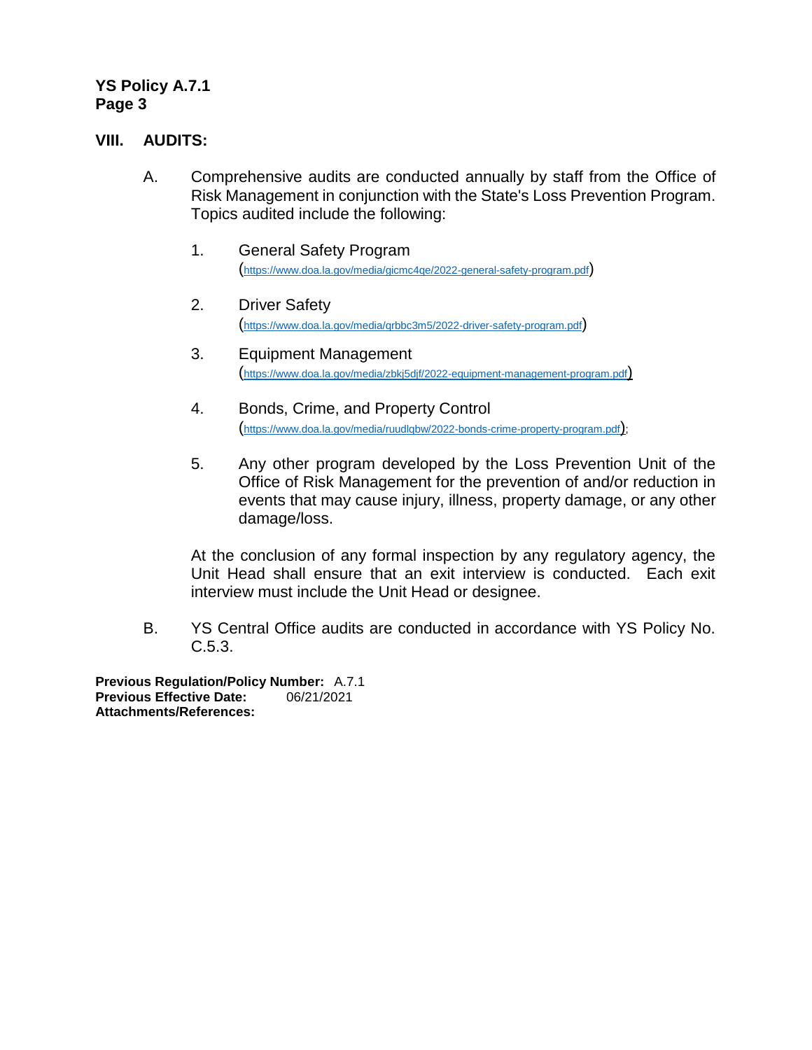## VIII. AUDITS:

A. Comprehensive audits are conducted annually by staff from the Office of Risk Management in conjunction with the State's Loss Prevention Program. Topics audited include the following:

1. General Safety Program (https://www.doa.la.gov/media/gicmc4qe/2022-general-safety-program.pdf)

2. Driver Safety (https://www.doa.la.gov/media/qrbbc3m5/2022-driver-safety-program.pdf)

3. Equipment Management (https://www.doa.la.gov/media/zbkj5djf/2022-equipment-management-program.pdf)

4. Bonds, Crime, and Property Control (https://www.doa.la.gov/media/ruudlqbw/2022-bonds-crime-property-program.pdf);

5. Any other program developed by the Loss Prevention Unit of the Office of Risk Management for the prevention of and/or reduction in events that may cause injury, illness, property damage, or any other damage/loss.

At the conclusion of any formal inspection by any regulatory agency, the Unit Head shall ensure that an exit interview is conducted. Each exit interview must include the Unit Head or designee.

B. YS Central Office audits are conducted in accordance with YS Policy No. C.5.3.

**Previous Regulation/Policy Number:** A.7.1
**Previous Effective Date:** 06/21/2021
**Attachments/References:**